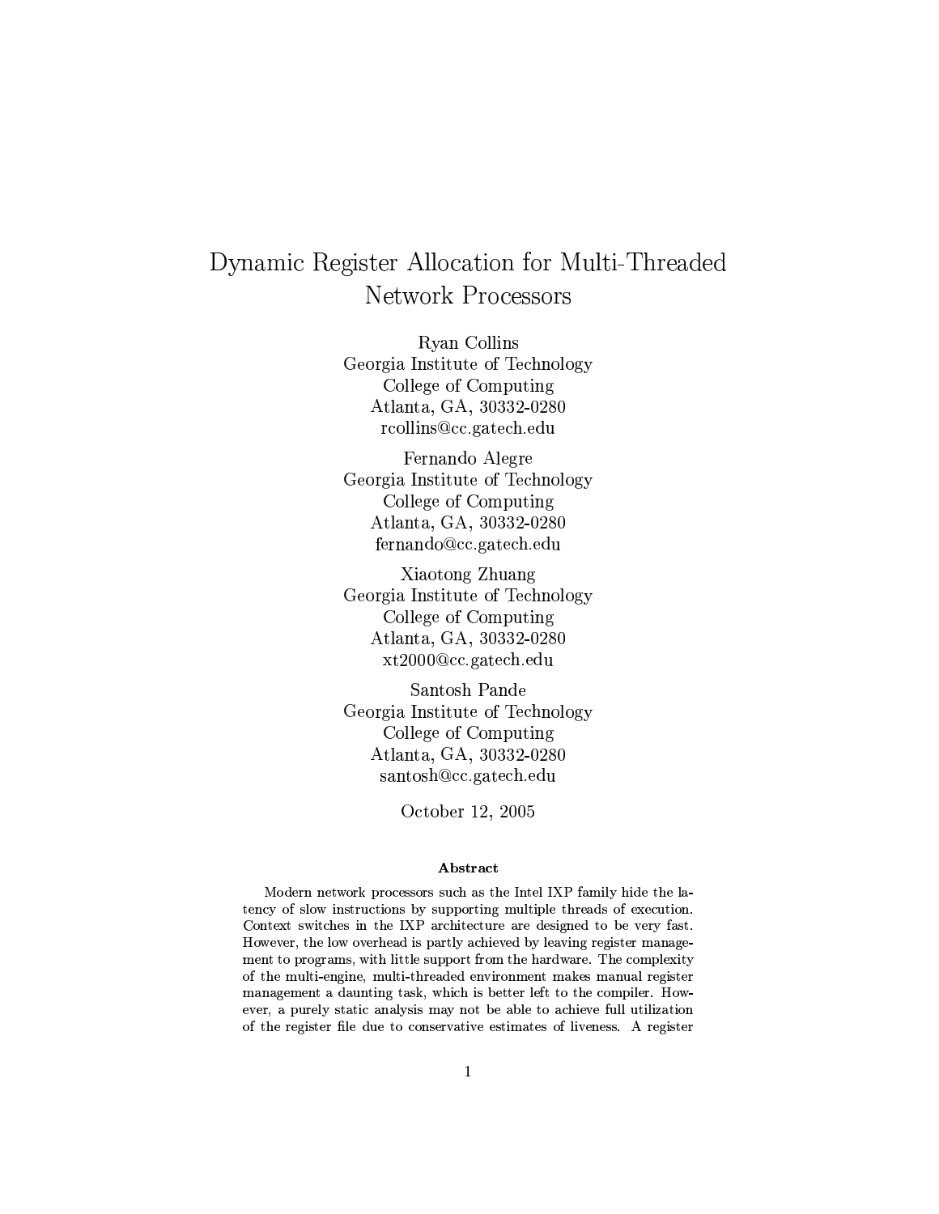# Dynamic Register Allocation for Multi-Threaded Network Processors

Ryan Collins
Georgia Institute of Technology
College of Computing
Atlanta, GA, 30332-0280
rcollins@cc.gatech.edu

Fernando Alegre
Georgia Institute of Technology
College of Computing
Atlanta, GA, 30332-0280
fernando@cc.gatech.edu

Xiaotong Zhuang
Georgia Institute of Technology
College of Computing
Atlanta, GA, 30332-0280
xt2000@cc.gatech.edu

Santosh Pande
Georgia Institute of Technology
College of Computing
Atlanta, GA, 30332-0280
santosh@cc.gatech.edu

October 12, 2005

### Abstract

Modern network processors such as the Intel IXP family hide the latency of slow instructions by supporting multiple threads of execution. Context switches in the IXP architecture are designed to be very fast. However, the low overhead is partly achieved by leaving register management to programs, with little support from the hardware. The complexity of the multi-engine, multi-threaded environment makes manual register management a daunting task, which is better left to the compiler. However, a purely static analysis may not be able to achieve full utilization of the register file due to conservative estimates of liveness. A register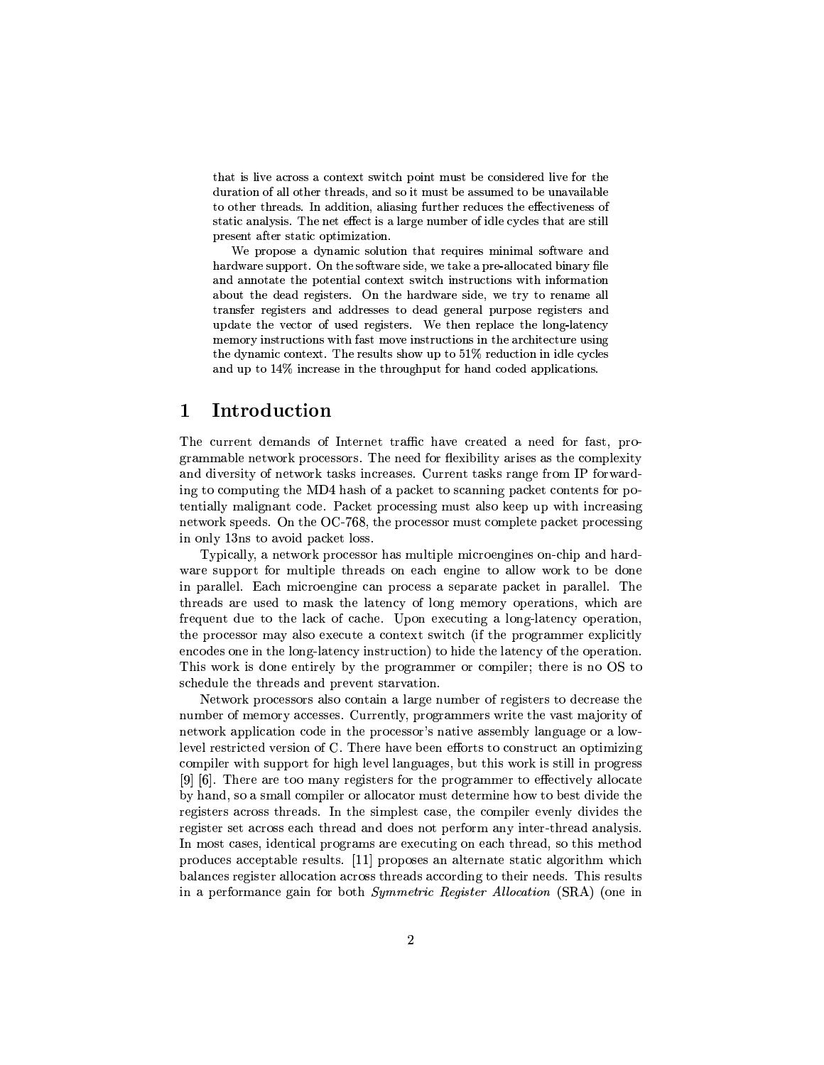that is live across a context switch point must be considered live for the duration of all other threads, and so it must be assumed to be unavailable to other threads. In addition, aliasing further reduces the effectiveness of static analysis. The net effect is a large number of idle cycles that are still present after static optimization.

We propose a dynamic solution that requires minimal software and hardware support. On the software side, we take a pre-allocated binary file and annotate the potential context switch instructions with information about the dead registers. On the hardware side, we try to rename all transfer registers and addresses to dead general purpose registers and update the vector of used registers. We then replace the long-latency memory instructions with fast move instructions in the architecture using the dynamic context. The results show up to 51% reduction in idle cycles and up to 14% increase in the throughput for hand coded applications.

# 1 Introduction

The current demands of Internet traffic have created a need for fast, programmable network processors. The need for flexibility arises as the complexity and diversity of network tasks increases. Current tasks range from IP forwarding to computing the MD4 hash of a packet to scanning packet contents for potentially malignant code. Packet processing must also keep up with increasing network speeds. On the OC-768, the processor must complete packet processing in only 13ns to avoid packet loss.

Typically, a network processor has multiple microengines on-chip and hardware support for multiple threads on each engine to allow work to be done in parallel. Each microengine can process a separate packet in parallel. The threads are used to mask the latency of long memory operations, which are frequent due to the lack of cache. Upon executing a long-latency operation, the processor may also execute a context switch (if the programmer explicitly encodes one in the long-latency instruction) to hide the latency of the operation. This work is done entirely by the programmer or compiler; there is no OS to schedule the threads and prevent starvation.

Network processors also contain a large number of registers to decrease the number of memory accesses. Currently, programmers write the vast majority of network application code in the processor's native assembly language or a low-level restricted version of C. There have been efforts to construct an optimizing compiler with support for high level languages, but this work is still in progress [9] [6]. There are too many registers for the programmer to effectively allocate by hand, so a small compiler or allocator must determine how to best divide the registers across threads. In the simplest case, the compiler evenly divides the register set across each thread and does not perform any inter-thread analysis. In most cases, identical programs are executing on each thread, so this method produces acceptable results. [11] proposes an alternate static algorithm which balances register allocation across threads according to their needs. This results in a performance gain for both *Symmetric Register Allocation* (SRA) (one in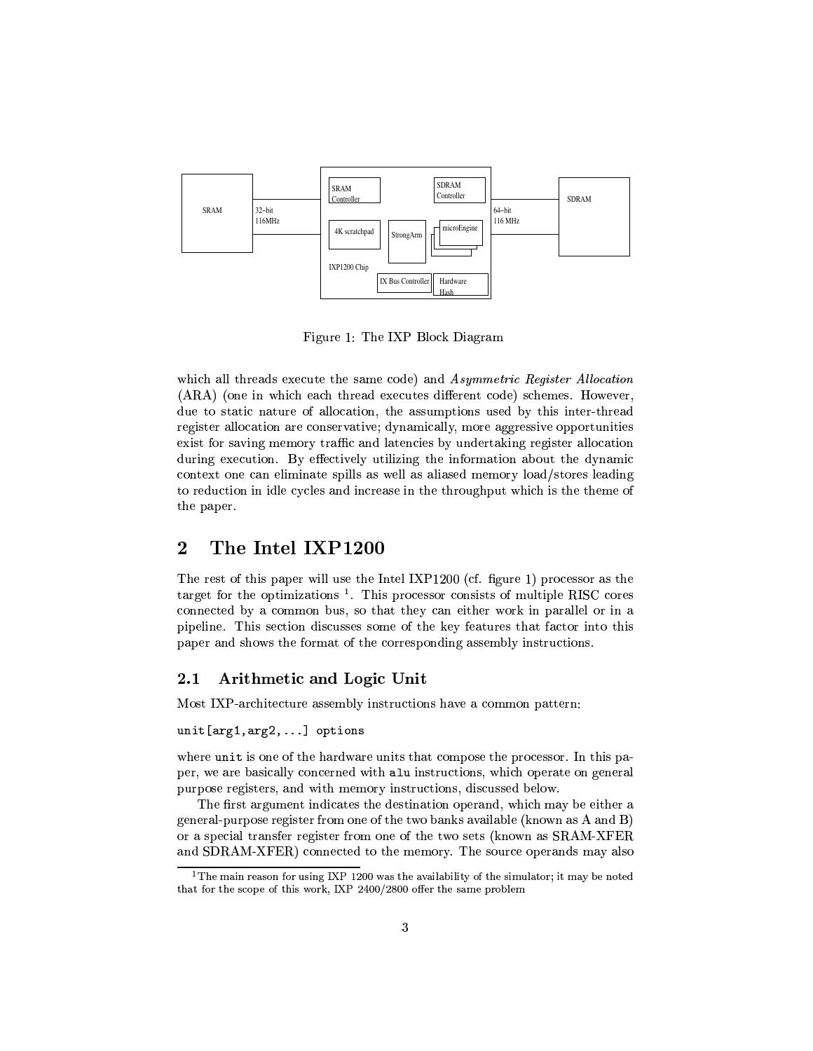Figure 1: The IXP Block Diagram

which all threads execute the same code) and *Asymmetric Register Allocation* (ARA) (one in which each thread executes different code) schemes. However, due to static nature of allocation, the assumptions used by this inter-thread register allocation are conservative; dynamically, more aggressive opportunities exist for saving memory traffic and latencies by undertaking register allocation during execution. By effectively utilizing the information about the dynamic context one can eliminate spills as well as aliased memory load/stores leading to reduction in idle cycles and increase in the throughput which is the theme of the paper.

# 2 The Intel IXP1200

The rest of this paper will use the Intel IXP1200 (cf. figure 1) processor as the target for the optimizations [1]. This processor consists of multiple RISC cores connected by a common bus, so that they can either work in parallel or in a pipeline. This section discusses some of the key features that factor into this paper and shows the format of the corresponding assembly instructions.

## 2.1 Arithmetic and Logic Unit

Most IXP-architecture assembly instructions have a common pattern:

```
unit[arg1,arg2,...] options
```

where `unit` is one of the hardware units that compose the processor. In this paper, we are basically concerned with `alu` instructions, which operate on general purpose registers, and with memory instructions, discussed below.

The first argument indicates the destination operand, which may be either a general-purpose register from one of the two banks available (known as A and B) or a special transfer register from one of the two sets (known as SRAM-XFER and SDRAM-XFER) connected to the memory. The source operands may also

[1] The main reason for using IXP 1200 was the availability of the simulator; it may be noted that for the scope of this work, IXP 2400/2800 offer the same problem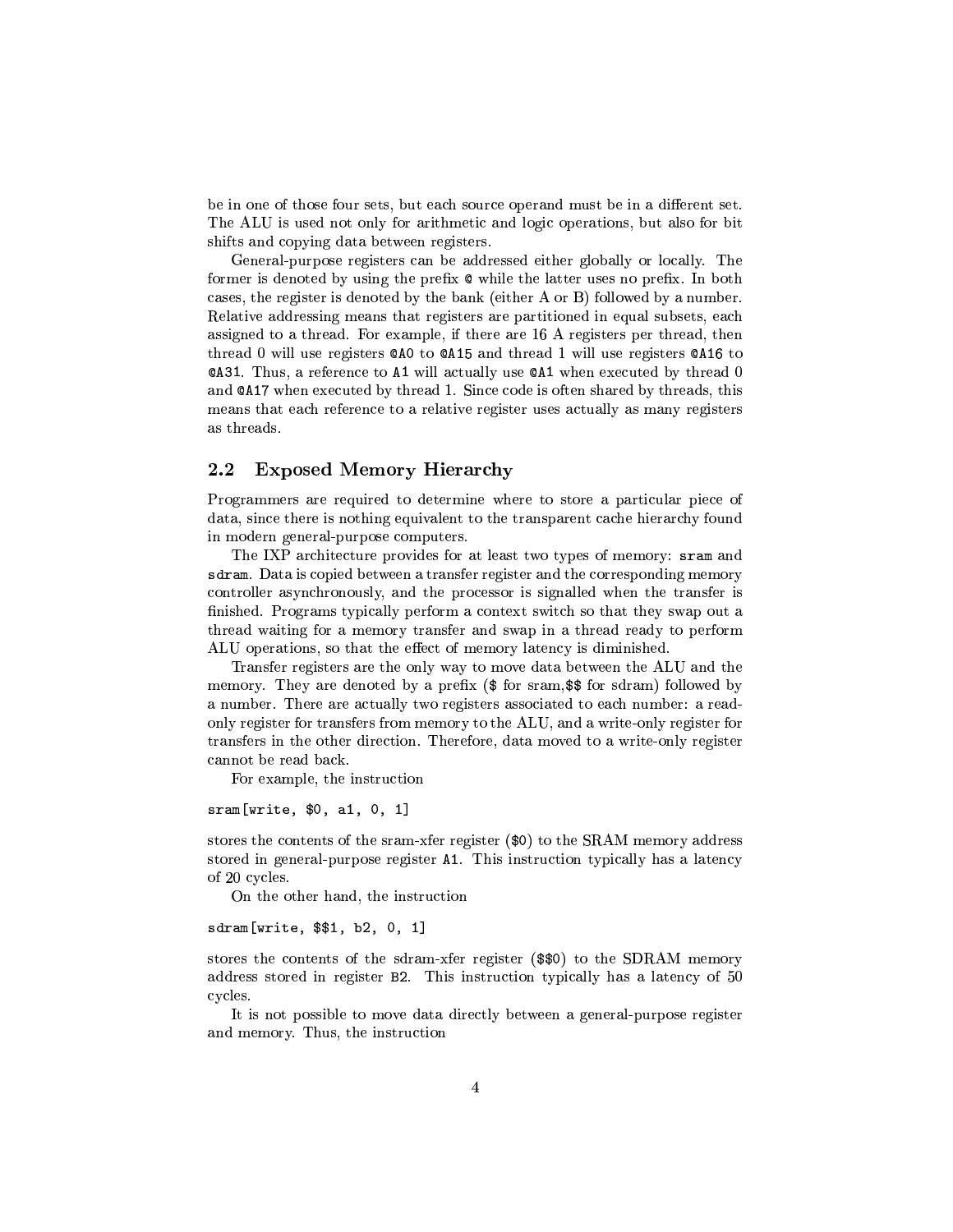be in one of those four sets, but each source operand must be in a different set. The ALU is used not only for arithmetic and logic operations, but also for bit shifts and copying data between registers.

General-purpose registers can be addressed either globally or locally. The former is denoted by using the prefix `@` while the latter uses no prefix. In both cases, the register is denoted by the bank (either A or B) followed by a number. Relative addressing means that registers are partitioned in equal subsets, each assigned to a thread. For example, if there are 16 A registers per thread, then thread 0 will use registers `@A0` to `@A15` and thread 1 will use registers `@A16` to `@A31`. Thus, a reference to `A1` will actually use `@A1` when executed by thread 0 and `@A17` when executed by thread 1. Since code is often shared by threads, this means that each reference to a relative register uses actually as many registers as threads.

## 2.2 Exposed Memory Hierarchy

Programmers are required to determine where to store a particular piece of data, since there is nothing equivalent to the transparent cache hierarchy found in modern general-purpose computers.

The IXP architecture provides for at least two types of memory: `sram` and `sdram`. Data is copied between a transfer register and the corresponding memory controller asynchronously, and the processor is signalled when the transfer is finished. Programs typically perform a context switch so that they swap out a thread waiting for a memory transfer and swap in a thread ready to perform ALU operations, so that the effect of memory latency is diminished.

Transfer registers are the only way to move data between the ALU and the memory. They are denoted by a prefix ($ for sram,$$ for sdram) followed by a number. There are actually two registers associated to each number: a read-only register for transfers from memory to the ALU, and a write-only register for transfers in the other direction. Therefore, data moved to a write-only register cannot be read back.

For example, the instruction

```
sram[write, $0, a1, 0, 1]
```

stores the contents of the sram-xfer register (`$0`) to the SRAM memory address stored in general-purpose register `A1`. This instruction typically has a latency of 20 cycles.

On the other hand, the instruction

```
sdram[write, $$1, b2, 0, 1]
```

stores the contents of the sdram-xfer register (`$$0`) to the SDRAM memory address stored in register `B2`. This instruction typically has a latency of 50 cycles.

It is not possible to move data directly between a general-purpose register and memory. Thus, the instruction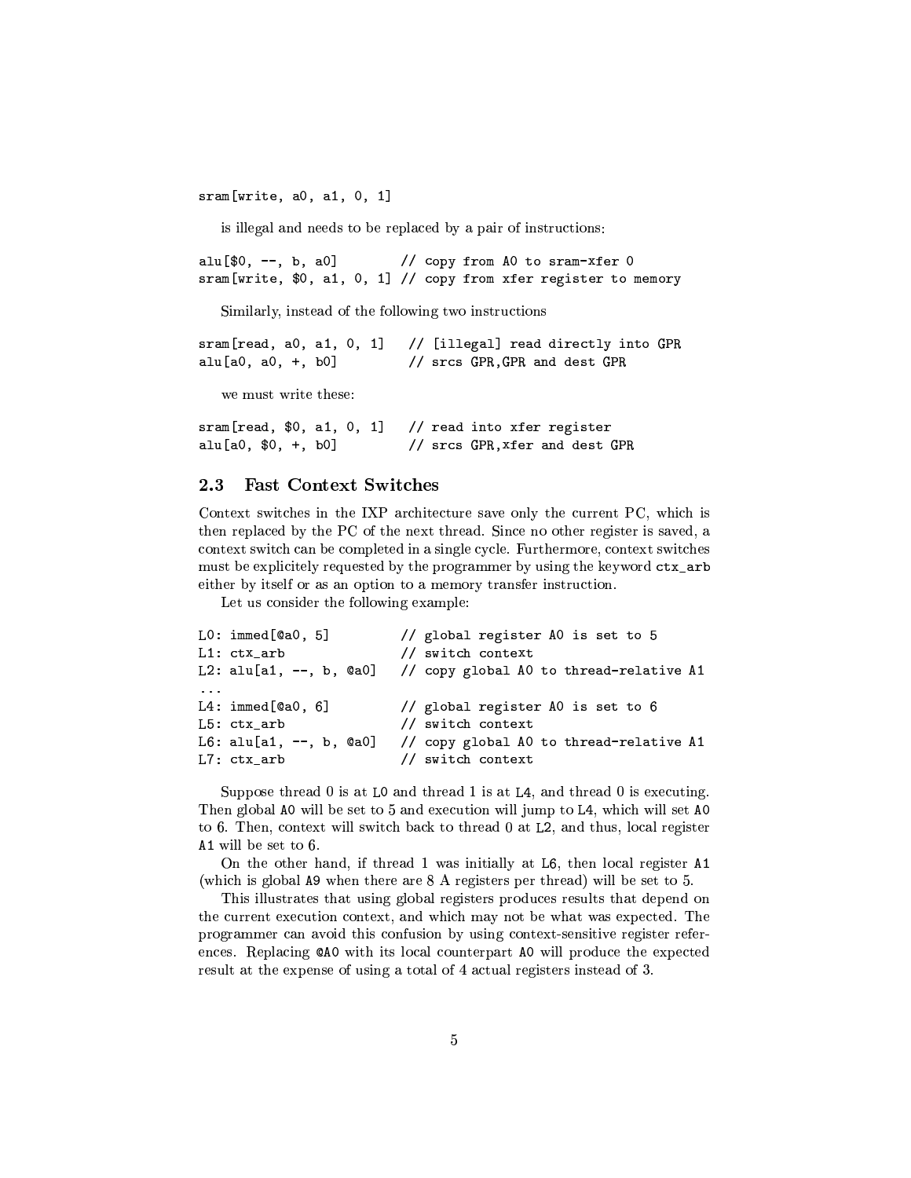```
sram[write, a0, a1, 0, 1]
```

is illegal and needs to be replaced by a pair of instructions:

```
alu[$0, --, b, a0]        // copy from A0 to sram-xfer 0
sram[write, $0, a1, 0, 1] // copy from xfer register to memory
```

Similarly, instead of the following two instructions

```
sram[read, a0, a1, 0, 1]   // [illegal] read directly into GPR
alu[a0, a0, +, b0]         // srcs GPR,GPR and dest GPR
```

we must write these:

```
sram[read, $0, a1, 0, 1]   // read into xfer register
alu[a0, $0, +, b0]         // srcs GPR,xfer and dest GPR
```

## 2.3 Fast Context Switches

Context switches in the IXP architecture save only the current PC, which is then replaced by the PC of the next thread. Since no other register is saved, a context switch can be completed in a single cycle. Furthermore, context switches must be explicitely requested by the programmer by using the keyword `ctx_arb` either by itself or as an option to a memory transfer instruction.

Let us consider the following example:

```
L0: immed[@a0, 5]          // global register A0 is set to 5
L1: ctx_arb                // switch context
L2: alu[a1, --, b, @a0]    // copy global A0 to thread-relative A1
...
L4: immed[@a0, 6]          // global register A0 is set to 6
L5: ctx_arb                // switch context
L6: alu[a1, --, b, @a0]    // copy global A0 to thread-relative A1
L7: ctx_arb                // switch context
```

Suppose thread 0 is at `L0` and thread 1 is at `L4`, and thread 0 is executing. Then global `A0` will be set to 5 and execution will jump to `L4`, which will set `A0` to 6. Then, context will switch back to thread 0 at `L2`, and thus, local register `A1` will be set to 6.

On the other hand, if thread 1 was initially at `L6`, then local register `A1` (which is global `A9` when there are 8 A registers per thread) will be set to 5.

This illustrates that using global registers produces results that depend on the current execution context, and which may not be what was expected. The programmer can avoid this confusion by using context-sensitive register references. Replacing `@A0` with its local counterpart `A0` will produce the expected result at the expense of using a total of 4 actual registers instead of 3.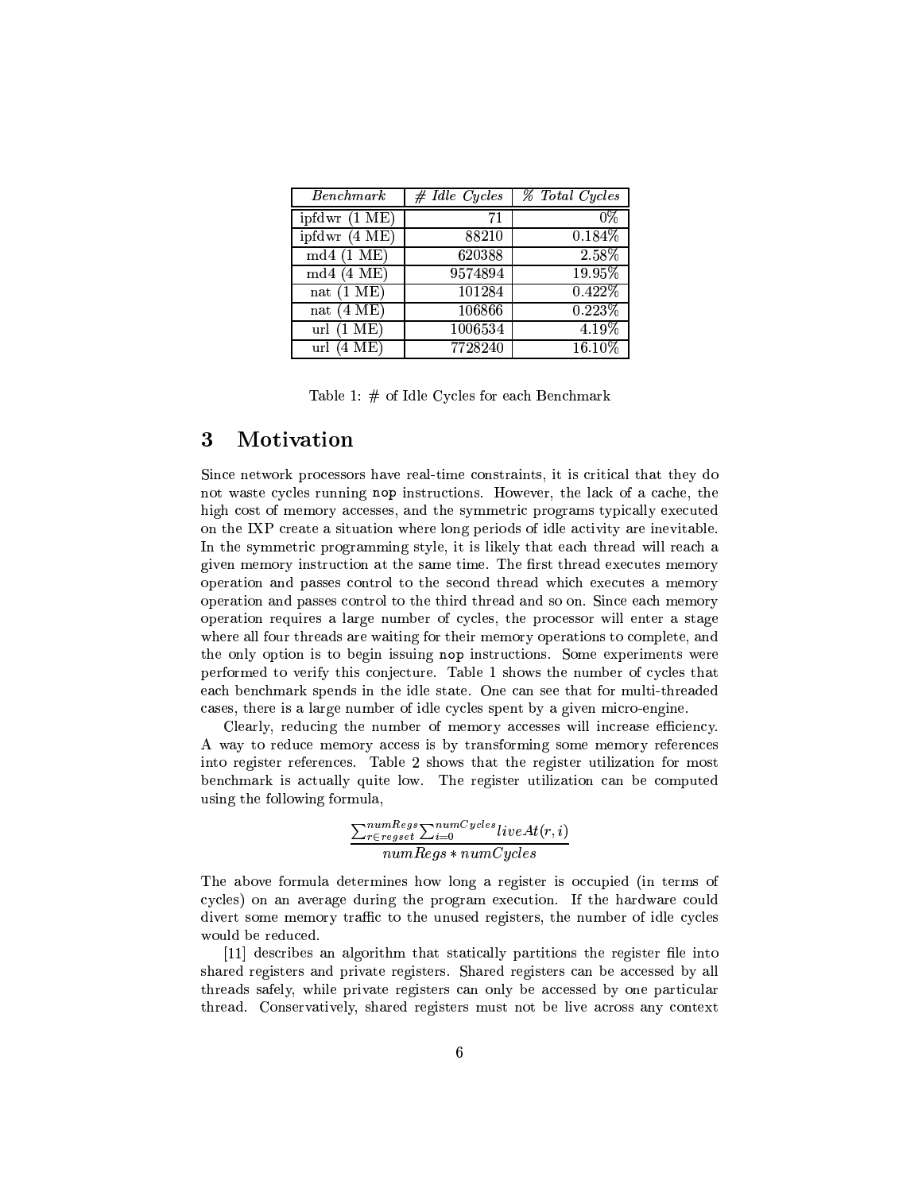| *Benchmark* | *# Idle Cycles* | *% Total Cycles* |
|---|---|---|
| ipfdwr (1 ME) | 71 | 0% |
| ipfdwr (4 ME) | 88210 | 0.184% |
| md4 (1 ME) | 620388 | 2.58% |
| md4 (4 ME) | 9574894 | 19.95% |
| nat (1 ME) | 101284 | 0.422% |
| nat (4 ME) | 106866 | 0.223% |
| url (1 ME) | 1006534 | 4.19% |
| url (4 ME) | 7728240 | 16.10% |

Table 1: # of Idle Cycles for each Benchmark

## 3 Motivation

Since network processors have real-time constraints, it is critical that they do not waste cycles running `nop` instructions. However, the lack of a cache, the high cost of memory accesses, and the symmetric programs typically executed on the IXP create a situation where long periods of idle activity are inevitable. In the symmetric programming style, it is likely that each thread will reach a given memory instruction at the same time. The first thread executes memory operation and passes control to the second thread which executes a memory operation and passes control to the third thread and so on. Since each memory operation requires a large number of cycles, the processor will enter a stage where all four threads are waiting for their memory operations to complete, and the only option is to begin issuing `nop` instructions. Some experiments were performed to verify this conjecture. Table 1 shows the number of cycles that each benchmark spends in the idle state. One can see that for multi-threaded cases, there is a large number of idle cycles spent by a given micro-engine.

Clearly, reducing the number of memory accesses will increase efficiency. A way to reduce memory access is by transforming some memory references into register references. Table 2 shows that the register utilization for most benchmark is actually quite low. The register utilization can be computed using the following formula,

$$\frac{\sum_{r \in regset}^{numRegs} \sum_{i=0}^{numCycles} liveAt(r, i)}{numRegs * numCycles}$$

The above formula determines how long a register is occupied (in terms of cycles) on an average during the program execution. If the hardware could divert some memory traffic to the unused registers, the number of idle cycles would be reduced.

[11] describes an algorithm that statically partitions the register file into shared registers and private registers. Shared registers can be accessed by all threads safely, while private registers can only be accessed by one particular thread. Conservatively, shared registers must not be live across any context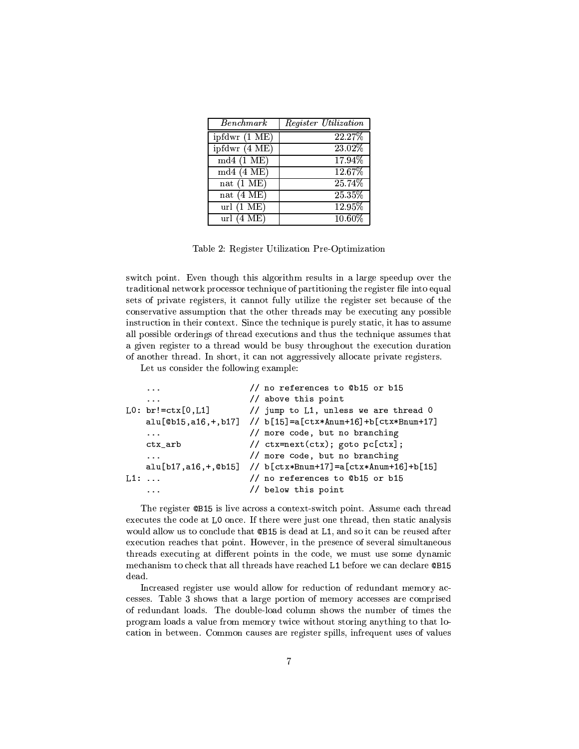| *Benchmark* | *Register Utilization* |
|---|---|
| ipfdwr (1 ME) | 22.27% |
| ipfdwr (4 ME) | 23.02% |
| md4 (1 ME) | 17.94% |
| md4 (4 ME) | 12.67% |
| nat (1 ME) | 25.74% |
| nat (4 ME) | 25.35% |
| url (1 ME) | 12.95% |
| url (4 ME) | 10.60% |

Table 2: Register Utilization Pre-Optimization

switch point. Even though this algorithm results in a large speedup over the traditional network processor technique of partitioning the register file into equal sets of private registers, it cannot fully utilize the register set because of the conservative assumption that the other threads may be executing any possible instruction in their context. Since the technique is purely static, it has to assume all possible orderings of thread executions and thus the technique assumes that a given register to a thread would be busy throughout the execution duration of another thread. In short, it can not aggressively allocate private registers.

Let us consider the following example:

```
    ...                   // no references to @b15 or b15
    ...                   // above this point
L0: br!=ctx[0,L1]         // jump to L1, unless we are thread 0
    alu[@b15,a16,+,b17]   // b[15]=a[ctx*Anum+16]+b[ctx*Bnum+17]
    ...                   // more code, but no branching
    ctx_arb               // ctx=next(ctx); goto pc[ctx];
    ...                   // more code, but no branching
    alu[b17,a16,+,@b15]   // b[ctx*Bnum+17]=a[ctx*Anum+16]+b[15]
L1: ...                   // no references to @b15 or b15
    ...                   // below this point
```

The register `@B15` is live across a context-switch point. Assume each thread executes the code at `L0` once. If there were just one thread, then static analysis would allow us to conclude that `@B15` is dead at `L1`, and so it can be reused after execution reaches that point. However, in the presence of several simultaneous threads executing at different points in the code, we must use some dynamic mechanism to check that all threads have reached `L1` before we can declare `@B15` dead.

Increased register use would allow for reduction of redundant memory accesses. Table 3 shows that a large portion of memory accesses are comprised of redundant loads. The double-load column shows the number of times the program loads a value from memory twice without storing anything to that location in between. Common causes are register spills, infrequent uses of values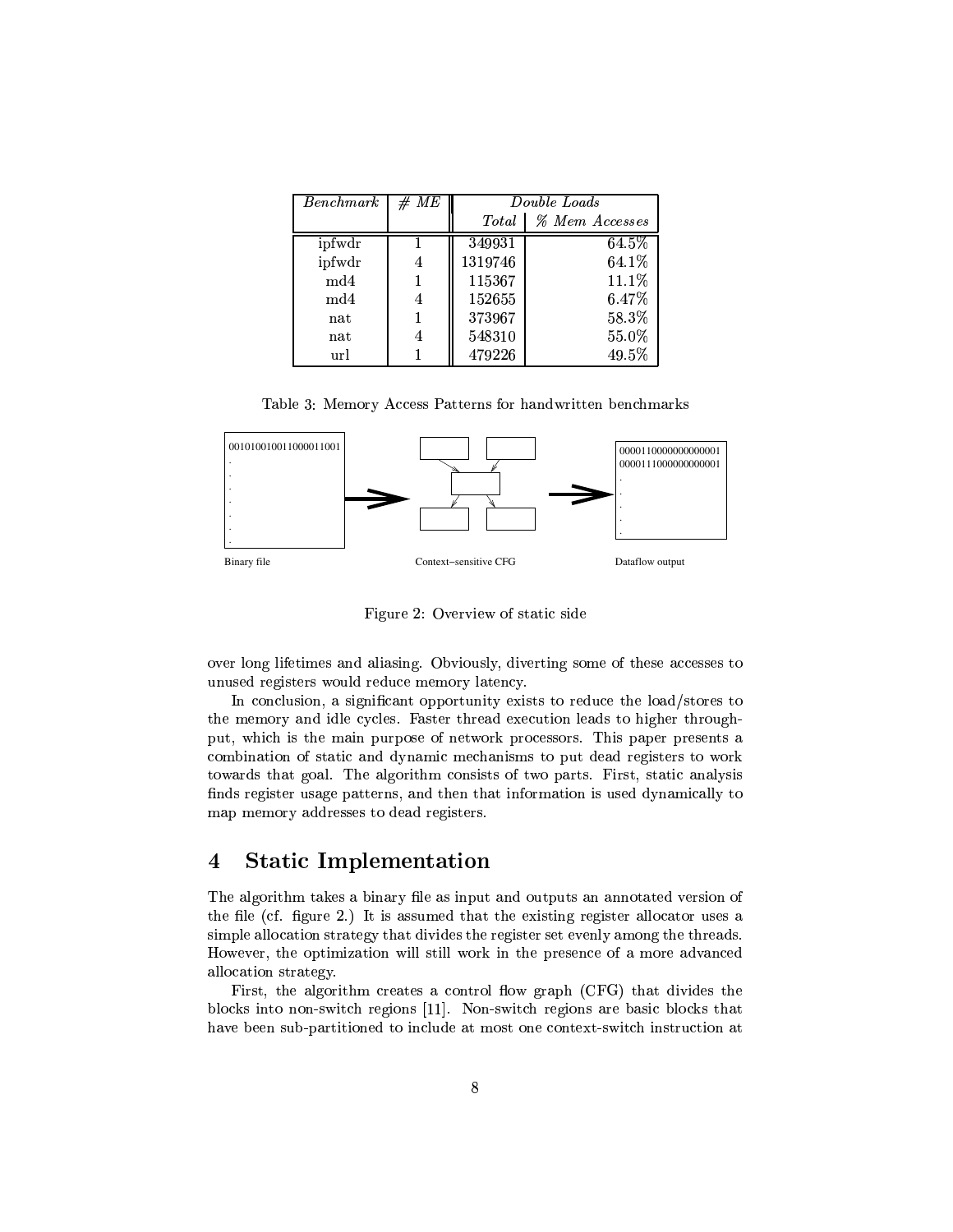| *Benchmark* | *# ME* | *Double Loads* | |
|---|---|---|---|
| | | *Total* | *% Mem Accesses* |
| ipfwdr | 1 | 349931 | 64.5% |
| ipfwdr | 4 | 1319746 | 64.1% |
| md4 | 1 | 115367 | 11.1% |
| md4 | 4 | 152655 | 6.47% |
| nat | 1 | 373967 | 58.3% |
| nat | 4 | 548310 | 55.0% |
| url | 1 | 479226 | 49.5% |

Table 3: Memory Access Patterns for handwritten benchmarks

Figure 2: Overview of static side

over long lifetimes and aliasing. Obviously, diverting some of these accesses to unused registers would reduce memory latency.

In conclusion, a significant opportunity exists to reduce the load/stores to the memory and idle cycles. Faster thread execution leads to higher throughput, which is the main purpose of network processors. This paper presents a combination of static and dynamic mechanisms to put dead registers to work towards that goal. The algorithm consists of two parts. First, static analysis finds register usage patterns, and then that information is used dynamically to map memory addresses to dead registers.

## 4 Static Implementation

The algorithm takes a binary file as input and outputs an annotated version of the file (cf. figure 2.) It is assumed that the existing register allocator uses a simple allocation strategy that divides the register set evenly among the threads. However, the optimization will still work in the presence of a more advanced allocation strategy.

First, the algorithm creates a control flow graph (CFG) that divides the blocks into non-switch regions [11]. Non-switch regions are basic blocks that have been sub-partitioned to include at most one context-switch instruction at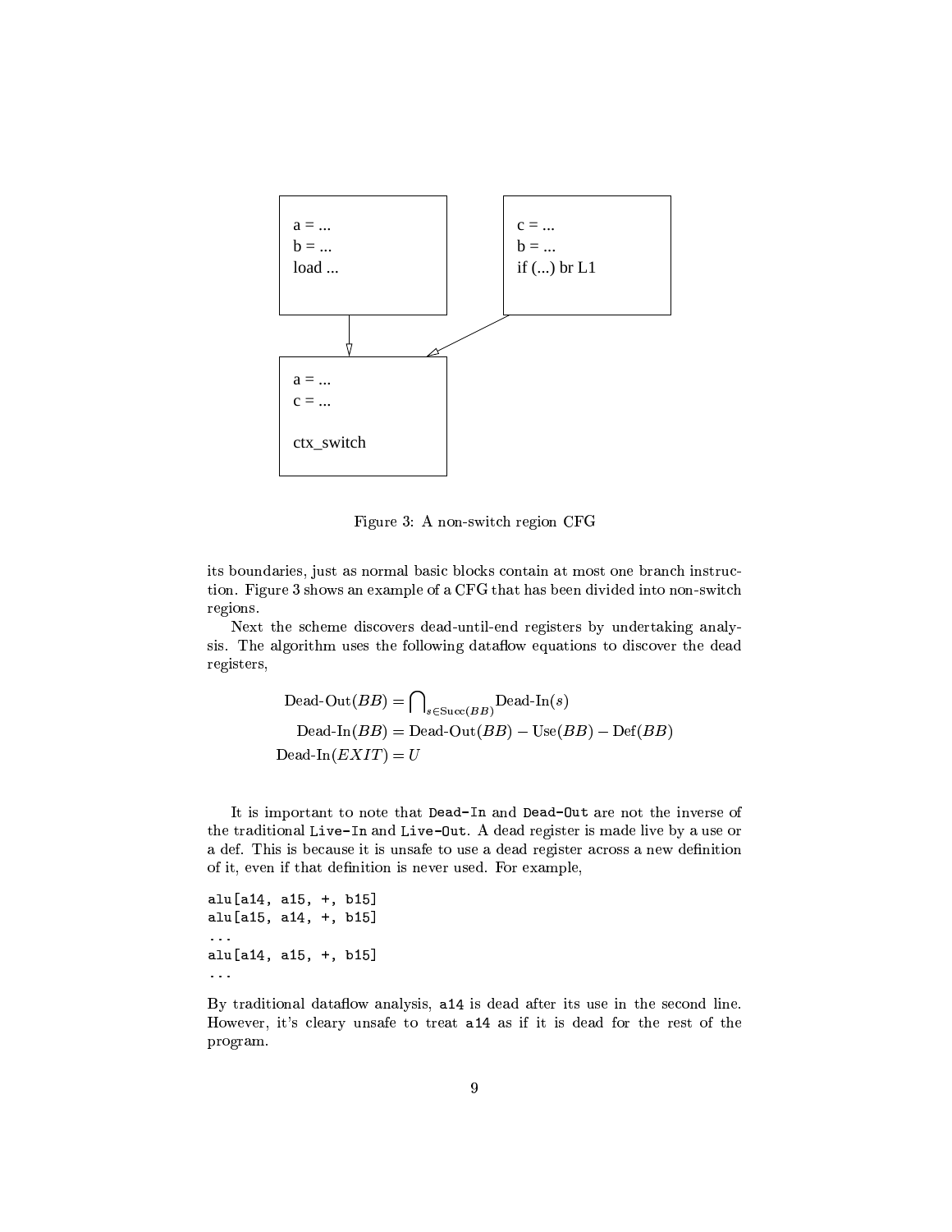a = ...
b = ...
load ...

c = ...
b = ...
if (...) br L1

a = ...
c = ...

ctx_switch

Figure 3: A non-switch region CFG

its boundaries, just as normal basic blocks contain at most one branch instruction. Figure 3 shows an example of a CFG that has been divided into non-switch regions.

Next the scheme discovers dead-until-end registers by undertaking analysis. The algorithm uses the following dataflow equations to discover the dead registers,

$$\text{Dead-Out}(BB) = \bigcap_{s \in \text{Succ}(BB)} \text{Dead-In}(s)$$
$$\text{Dead-In}(BB) = \text{Dead-Out}(BB) - \text{Use}(BB) - \text{Def}(BB)$$
$$\text{Dead-In}(EXIT) = U$$

It is important to note that `Dead-In` and `Dead-Out` are not the inverse of the traditional `Live-In` and `Live-Out`. A dead register is made live by a use or a def. This is because it is unsafe to use a dead register across a new definition of it, even if that definition is never used. For example,

```
alu[a14, a15, +, b15]
alu[a15, a14, +, b15]
...
alu[a14, a15, +, b15]
...
```

By traditional dataflow analysis, `a14` is dead after its use in the second line. However, it's cleary unsafe to treat `a14` as if it is dead for the rest of the program.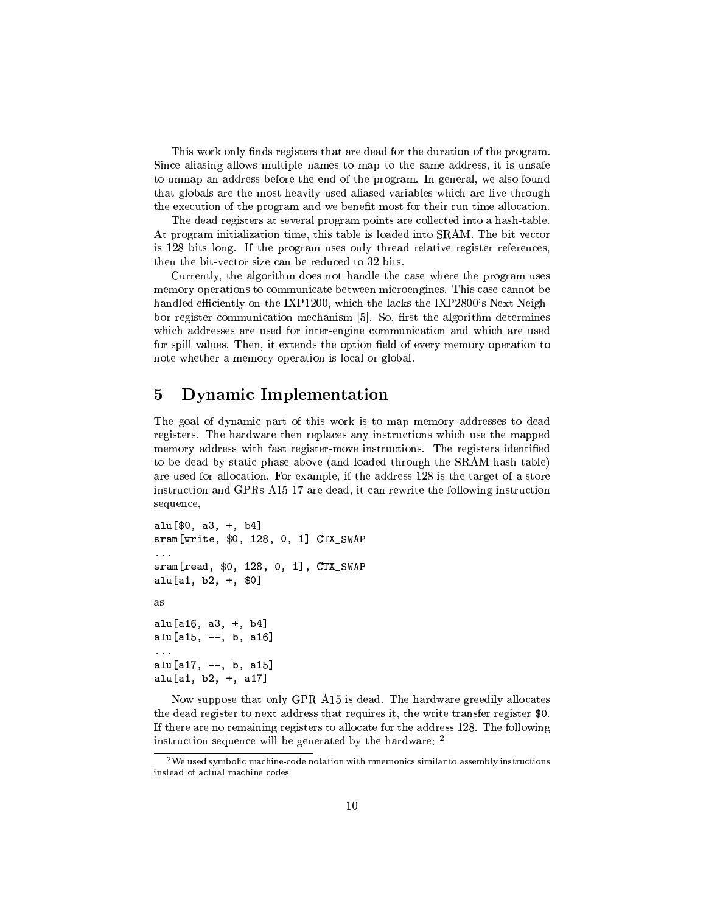This work only finds registers that are dead for the duration of the program. Since aliasing allows multiple names to map to the same address, it is unsafe to unmap an address before the end of the program. In general, we also found that globals are the most heavily used aliased variables which are live through the execution of the program and we benefit most for their run time allocation.

The dead registers at several program points are collected into a hash-table. At program initialization time, this table is loaded into SRAM. The bit vector is 128 bits long. If the program uses only thread relative register references, then the bit-vector size can be reduced to 32 bits.

Currently, the algorithm does not handle the case where the program uses memory operations to communicate between microengines. This case cannot be handled efficiently on the IXP1200, which the lacks the IXP2800's Next Neighbor register communication mechanism [5]. So, first the algorithm determines which addresses are used for inter-engine communication and which are used for spill values. Then, it extends the option field of every memory operation to note whether a memory operation is local or global.

## 5 Dynamic Implementation

The goal of dynamic part of this work is to map memory addresses to dead registers. The hardware then replaces any instructions which use the mapped memory address with fast register-move instructions. The registers identified to be dead by static phase above (and loaded through the SRAM hash table) are used for allocation. For example, if the address 128 is the target of a store instruction and GPRs A15-17 are dead, it can rewrite the following instruction sequence,

```
alu[$0, a3, +, b4]
sram[write, $0, 128, 0, 1] CTX_SWAP
...
sram[read, $0, 128, 0, 1], CTX_SWAP
alu[a1, b2, +, $0]
```

as

```
alu[a16, a3, +, b4]
alu[a15, --, b, a16]
...
alu[a17, --, b, a15]
alu[a1, b2, +, a17]
```

Now suppose that only GPR A15 is dead. The hardware greedily allocates the dead register to next address that requires it, the write transfer register $0. If there are no remaining registers to allocate for the address 128. The following instruction sequence will be generated by the hardware: [2]

[2] We used symbolic machine-code notation with mnemonics similar to assembly instructions instead of actual machine codes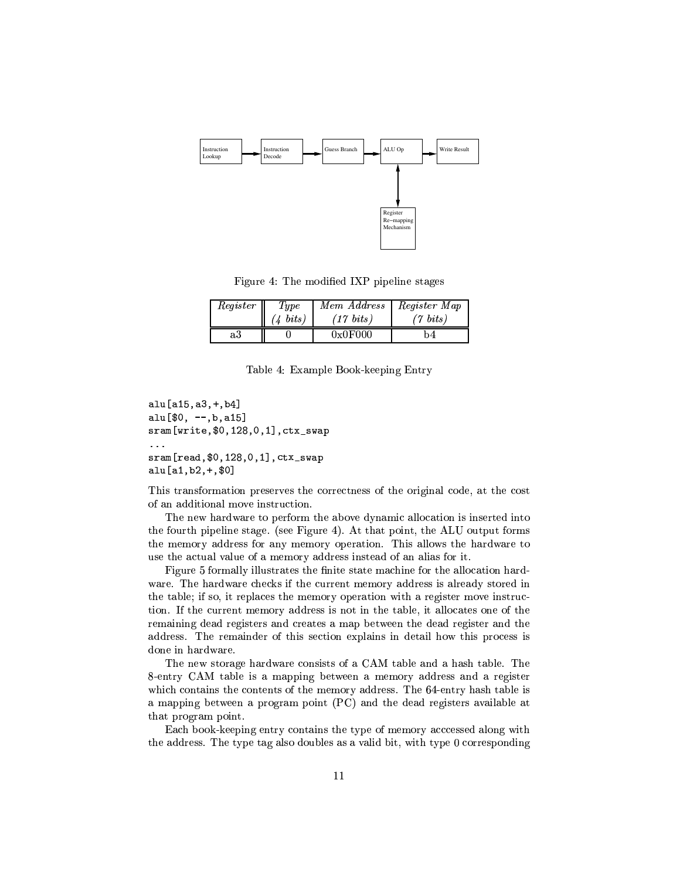Figure 4: The modified IXP pipeline stages

| *Register* | *Type* (*4 bits*) | *Mem Address* (*17 bits*) | *Register Map* (*7 bits*) |
|---|---|---|---|
| a3 | 0 | 0x0F000 | b4 |

Table 4: Example Book-keeping Entry

```
alu[a15,a3,+,b4]
alu[$0, --,b,a15]
sram[write,$0,128,0,1],ctx_swap
...
sram[read,$0,128,0,1],ctx_swap
alu[a1,b2,+,$0]
```

This transformation preserves the correctness of the original code, at the cost of an additional move instruction.

The new hardware to perform the above dynamic allocation is inserted into the fourth pipeline stage. (see Figure 4). At that point, the ALU output forms the memory address for any memory operation. This allows the hardware to use the actual value of a memory address instead of an alias for it.

Figure 5 formally illustrates the finite state machine for the allocation hardware. The hardware checks if the current memory address is already stored in the table; if so, it replaces the memory operation with a register move instruction. If the current memory address is not in the table, it allocates one of the remaining dead registers and creates a map between the dead register and the address. The remainder of this section explains in detail how this process is done in hardware.

The new storage hardware consists of a CAM table and a hash table. The 8-entry CAM table is a mapping between a memory address and a register which contains the contents of the memory address. The 64-entry hash table is a mapping between a program point (PC) and the dead registers available at that program point.

Each book-keeping entry contains the type of memory acccessed along with the address. The type tag also doubles as a valid bit, with type 0 corresponding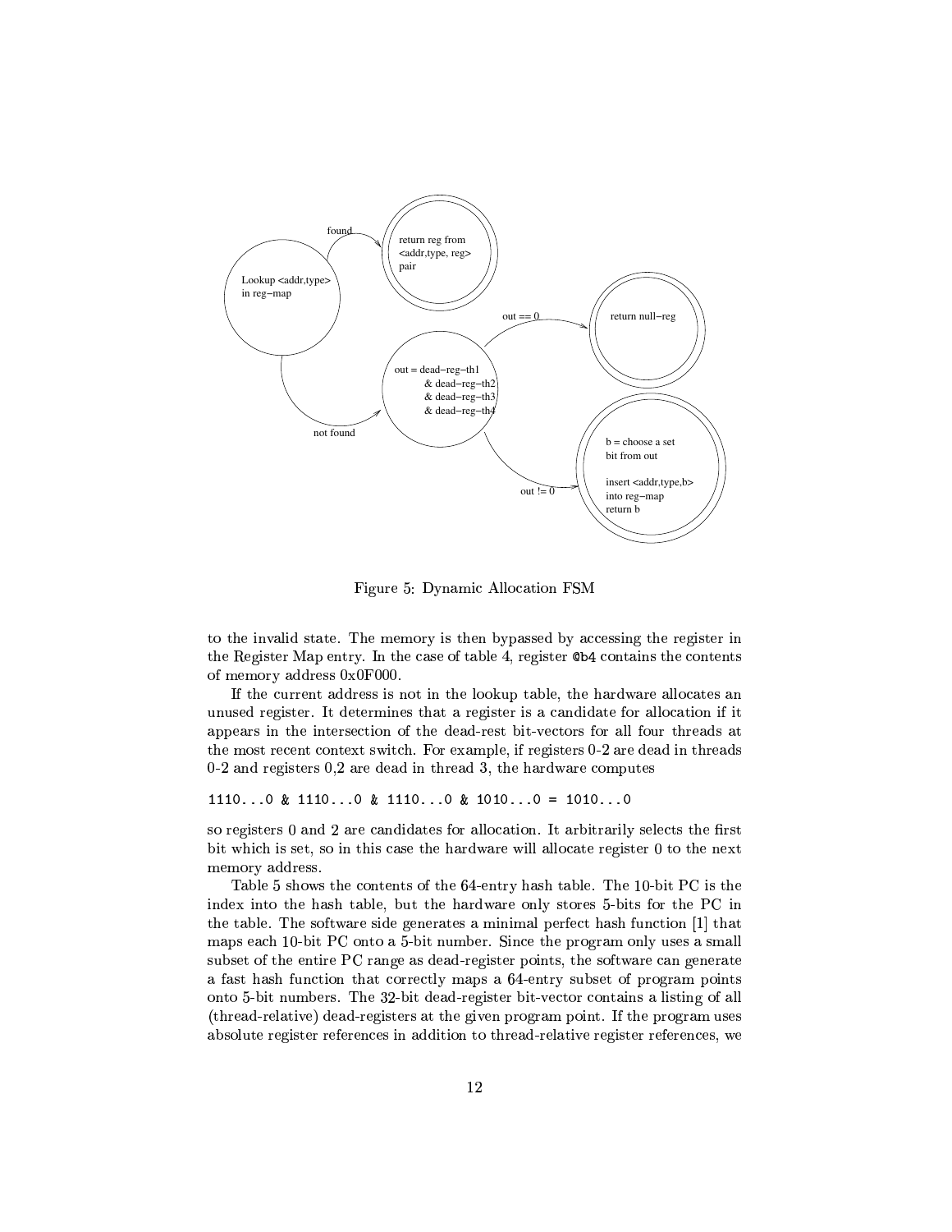Figure 5: Dynamic Allocation FSM

to the invalid state. The memory is then bypassed by accessing the register in the Register Map entry. In the case of table 4, register @b4 contains the contents of memory address 0x0F000.

If the current address is not in the lookup table, the hardware allocates an unused register. It determines that a register is a candidate for allocation if it appears in the intersection of the dead-rest bit-vectors for all four threads at the most recent context switch. For example, if registers 0-2 are dead in threads 0-2 and registers 0,2 are dead in thread 3, the hardware computes

```
1110...0 & 1110...0 & 1110...0 & 1010...0 = 1010...0
```

so registers 0 and 2 are candidates for allocation. It arbitrarily selects the first bit which is set, so in this case the hardware will allocate register 0 to the next memory address.

Table 5 shows the contents of the 64-entry hash table. The 10-bit PC is the index into the hash table, but the hardware only stores 5-bits for the PC in the table. The software side generates a minimal perfect hash function [1] that maps each 10-bit PC onto a 5-bit number. Since the program only uses a small subset of the entire PC range as dead-register points, the software can generate a fast hash function that correctly maps a 64-entry subset of program points onto 5-bit numbers. The 32-bit dead-register bit-vector contains a listing of all (thread-relative) dead-registers at the given program point. If the program uses absolute register references in addition to thread-relative register references, we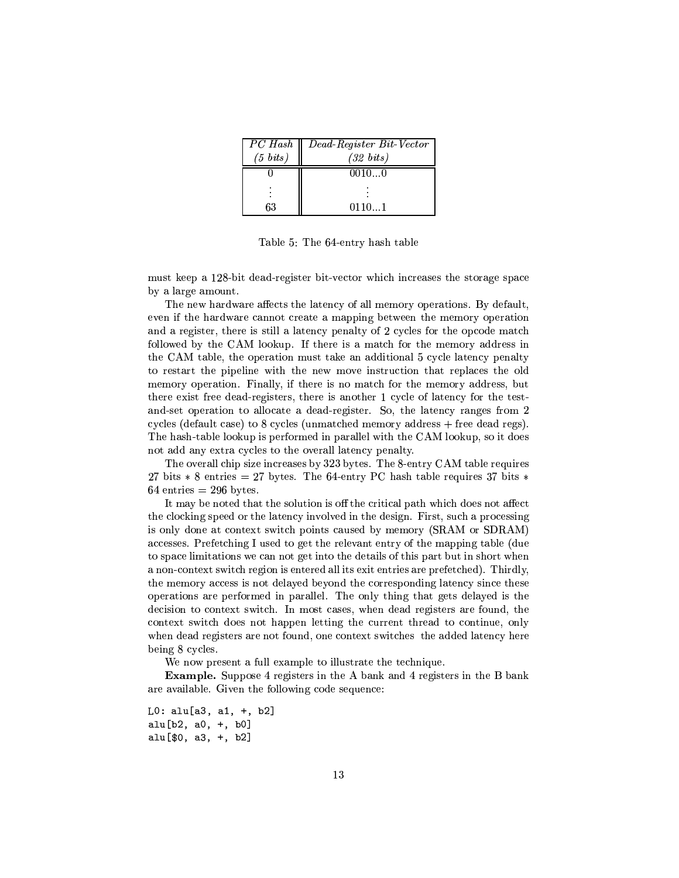| *PC Hash (5 bits)* | *Dead-Register Bit-Vector (32 bits)* |
|---|---|
| 0 | 0010...0 |
| ⋮ | ⋮ |
| 63 | 0110...1 |

Table 5: The 64-entry hash table

must keep a 128-bit dead-register bit-vector which increases the storage space by a large amount.

The new hardware affects the latency of all memory operations. By default, even if the hardware cannot create a mapping between the memory operation and a register, there is still a latency penalty of 2 cycles for the opcode match followed by the CAM lookup. If there is a match for the memory address in the CAM table, the operation must take an additional 5 cycle latency penalty to restart the pipeline with the new move instruction that replaces the old memory operation. Finally, if there is no match for the memory address, but there exist free dead-registers, there is another 1 cycle of latency for the test-and-set operation to allocate a dead-register. So, the latency ranges from 2 cycles (default case) to 8 cycles (unmatched memory address + free dead regs). The hash-table lookup is performed in parallel with the CAM lookup, so it does not add any extra cycles to the overall latency penalty.

The overall chip size increases by 323 bytes. The 8-entry CAM table requires 27 bits $*$ 8 entries = 27 bytes. The 64-entry PC hash table requires 37 bits $*$ 64 entries = 296 bytes.

It may be noted that the solution is off the critical path which does not affect the clocking speed or the latency involved in the design. First, such a processing is only done at context switch points caused by memory (SRAM or SDRAM) accesses. Prefetching I used to get the relevant entry of the mapping table (due to space limitations we can not get into the details of this part but in short when a non-context switch region is entered all its exit entries are prefetched). Thirdly, the memory access is not delayed beyond the corresponding latency since these operations are performed in parallel. The only thing that gets delayed is the decision to context switch. In most cases, when dead registers are found, the context switch does not happen letting the current thread to continue, only when dead registers are not found, one context switches the added latency here being 8 cycles.

We now present a full example to illustrate the technique.

**Example.** Suppose 4 registers in the A bank and 4 registers in the B bank are available. Given the following code sequence:

```
L0: alu[a3, a1, +, b2]
alu[b2, a0, +, b0]
alu[$0, a3, +, b2]
```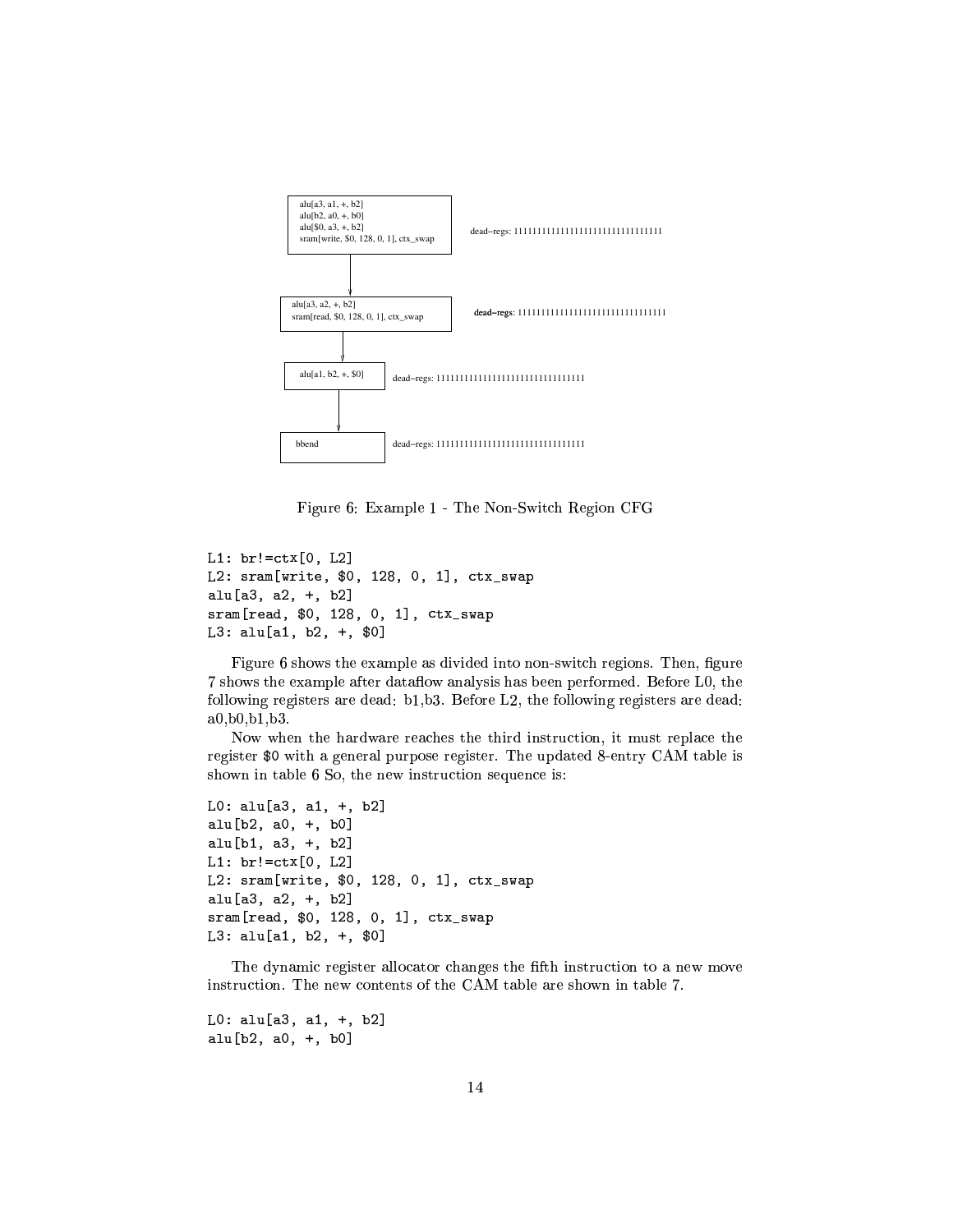```
alu[a3, a1, +, b2]
alu[b2, a0, +, b0]
alu[$0, a3, +, b2]
sram[write, $0, 128, 0, 1], ctx_swap
```
dead−regs: 11111111111111111111111111111111

```
alu[a3, a2, +, b2]
sram[read, $0, 128, 0, 1], ctx_swap
```
dead−regs: 11111111111111111111111111111111

```
alu[a1, b2, +, $0]
```
dead−regs: 11111111111111111111111111111111

```
bbend
```
dead−regs: 11111111111111111111111111111111

Figure 6: Example 1 - The Non-Switch Region CFG

```
L1: br!=ctx[0, L2]
L2: sram[write, $0, 128, 0, 1], ctx_swap
alu[a3, a2, +, b2]
sram[read, $0, 128, 0, 1], ctx_swap
L3: alu[a1, b2, +, $0]
```

Figure 6 shows the example as divided into non-switch regions. Then, figure 7 shows the example after dataflow analysis has been performed. Before L0, the following registers are dead: b1,b3. Before L2, the following registers are dead: a0,b0,b1,b3.

Now when the hardware reaches the third instruction, it must replace the register $0 with a general purpose register. The updated 8-entry CAM table is shown in table 6 So, the new instruction sequence is:

```
L0: alu[a3, a1, +, b2]
alu[b2, a0, +, b0]
alu[b1, a3, +, b2]
L1: br!=ctx[0, L2]
L2: sram[write, $0, 128, 0, 1], ctx_swap
alu[a3, a2, +, b2]
sram[read, $0, 128, 0, 1], ctx_swap
L3: alu[a1, b2, +, $0]
```

The dynamic register allocator changes the fifth instruction to a new move instruction. The new contents of the CAM table are shown in table 7.

```
L0: alu[a3, a1, +, b2]
alu[b2, a0, +, b0]
```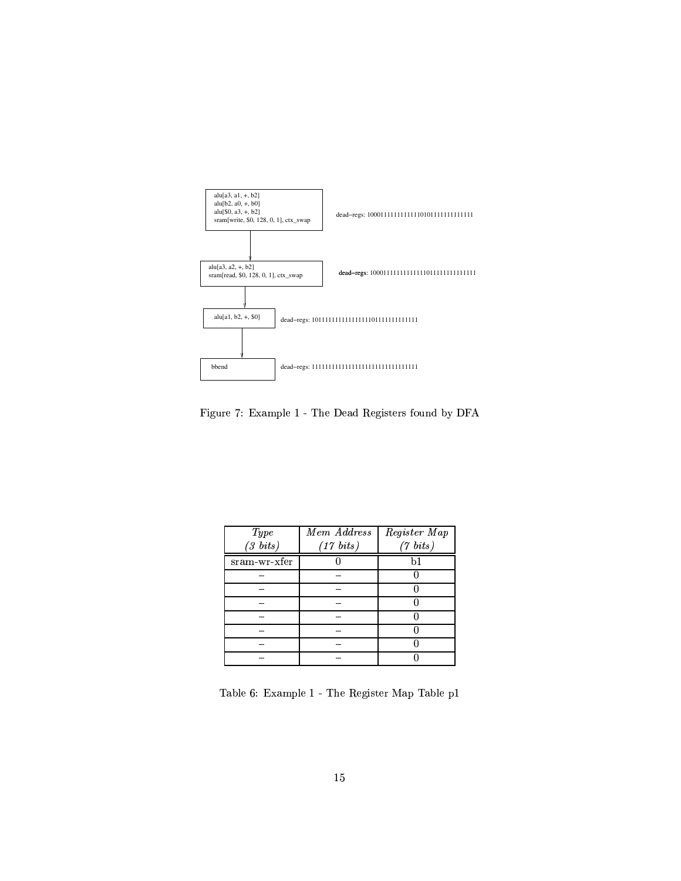```
alu[a3, a1, +, b2]
alu[b2, a0, +, b0]
alu[$0, a3, +, b2]
sram[write, $0, 128, 0, 1], ctx_swap
```
dead−regs: 10001111111111111010111111111111

```
alu[a3, a2, +, b2]
sram[read, $0, 128, 0, 1], ctx_swap
```
dead−regs: 10001111111111111011111111111111

```
alu[a1, b2, +, $0]
```
dead−regs: 10111111111111111101111111111111

```
bbend
```
dead−regs: 11111111111111111111111111111111

Figure 7: Example 1 - The Dead Registers found by DFA

| *Type (3 bits)* | *Mem Address (17 bits)* | *Register Map (7 bits)* |
|---|---|---|
| sram-wr-xfer | 0 | b1 |
| – | – | 0 |
| – | – | 0 |
| – | – | 0 |
| – | – | 0 |
| – | – | 0 |
| – | – | 0 |
| – | – | 0 |

Table 6: Example 1 - The Register Map Table p1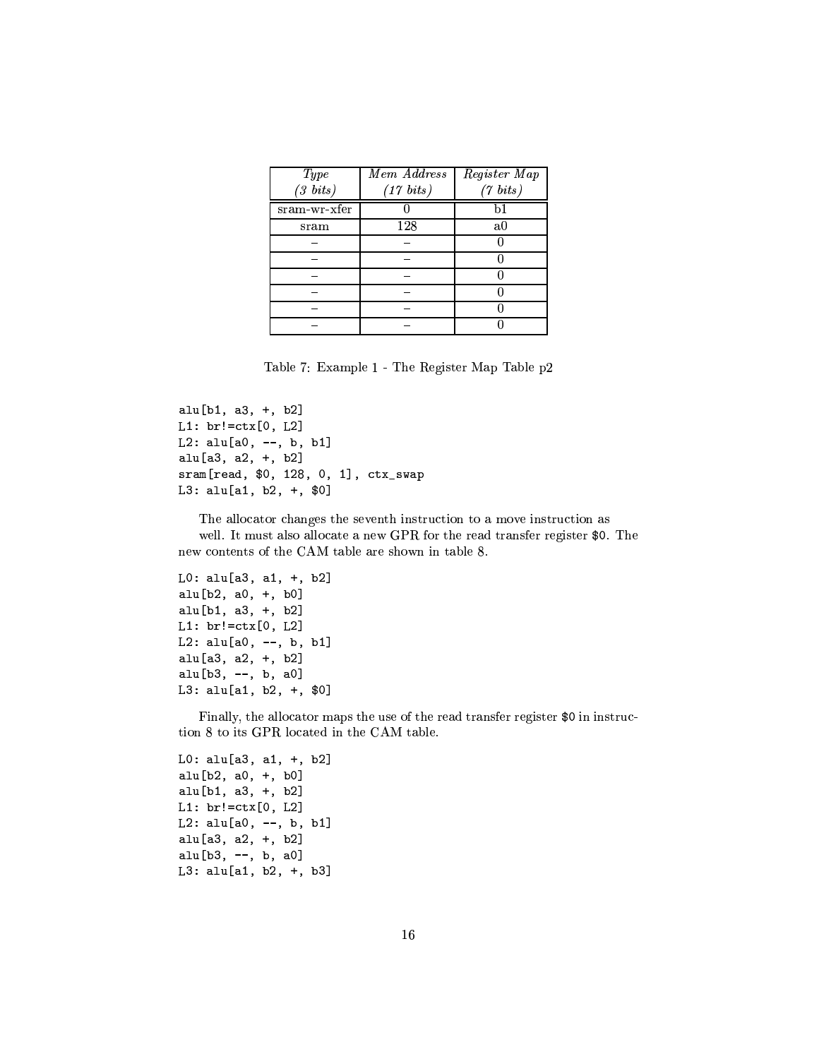| *Type (3 bits)* | *Mem Address (17 bits)* | *Register Map (7 bits)* |
|---|---|---|
| sram-wr-xfer | 0 | b1 |
| sram | 128 | a0 |
| – | – | 0 |
| – | – | 0 |
| – | – | 0 |
| – | – | 0 |
| – | – | 0 |
| – | – | 0 |

Table 7: Example 1 - The Register Map Table p2

```
alu[b1, a3, +, b2]
L1: br!=ctx[0, L2]
L2: alu[a0, --, b, b1]
alu[a3, a2, +, b2]
sram[read, $0, 128, 0, 1], ctx_swap
L3: alu[a1, b2, +, $0]
```

The allocator changes the seventh instruction to a move instruction as well. It must also allocate a new GPR for the read transfer register $0. The new contents of the CAM table are shown in table 8.

```
L0: alu[a3, a1, +, b2]
alu[b2, a0, +, b0]
alu[b1, a3, +, b2]
L1: br!=ctx[0, L2]
L2: alu[a0, --, b, b1]
alu[a3, a2, +, b2]
alu[b3, --, b, a0]
L3: alu[a1, b2, +, $0]
```

Finally, the allocator maps the use of the read transfer register $0 in instruction 8 to its GPR located in the CAM table.

```
L0: alu[a3, a1, +, b2]
alu[b2, a0, +, b0]
alu[b1, a3, +, b2]
L1: br!=ctx[0, L2]
L2: alu[a0, --, b, b1]
alu[a3, a2, +, b2]
alu[b3, --, b, a0]
L3: alu[a1, b2, +, b3]
```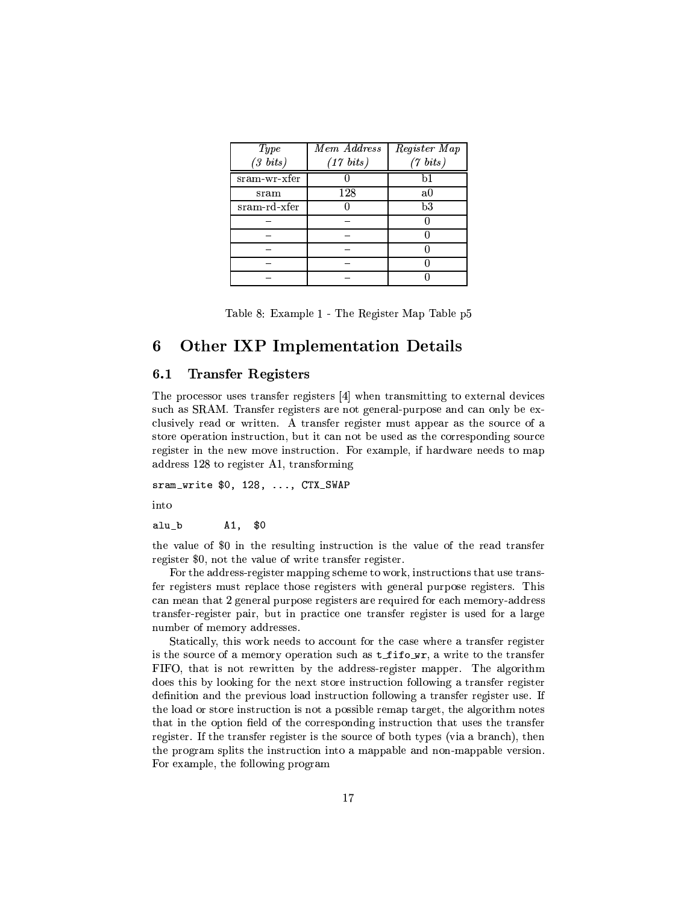| *Type* (*3 bits*) | *Mem Address* (*17 bits*) | *Register Map* (*7 bits*) |
|---|---|---|
| sram-wr-xfer | 0 | b1 |
| sram | 128 | a0 |
| sram-rd-xfer | 0 | b3 |
| – | – | 0 |
| – | – | 0 |
| – | – | 0 |
| – | – | 0 |
| – | – | 0 |

Table 8: Example 1 - The Register Map Table p5

# 6 Other IXP Implementation Details

## 6.1 Transfer Registers

The processor uses transfer registers [4] when transmitting to external devices such as SRAM. Transfer registers are not general-purpose and can only be exclusively read or written. A transfer register must appear as the source of a store operation instruction, but it can not be used as the corresponding source register in the new move instruction. For example, if hardware needs to map address 128 to register A1, transforming

```
sram_write $0, 128, ..., CTX_SWAP
```

into

```
alu_b      A1,  $0
```

the value of $0 in the resulting instruction is the value of the read transfer register $0, not the value of write transfer register.

For the address-register mapping scheme to work, instructions that use transfer registers must replace those registers with general purpose registers. This can mean that 2 general purpose registers are required for each memory-address transfer-register pair, but in practice one transfer register is used for a large number of memory addresses.

Statically, this work needs to account for the case where a transfer register is the source of a memory operation such as `t_fifo_wr`, a write to the transfer FIFO, that is not rewritten by the address-register mapper. The algorithm does this by looking for the next store instruction following a transfer register definition and the previous load instruction following a transfer register use. If the load or store instruction is not a possible remap target, the algorithm notes that in the option field of the corresponding instruction that uses the transfer register. If the transfer register is the source of both types (via a branch), then the program splits the instruction into a mappable and non-mappable version. For example, the following program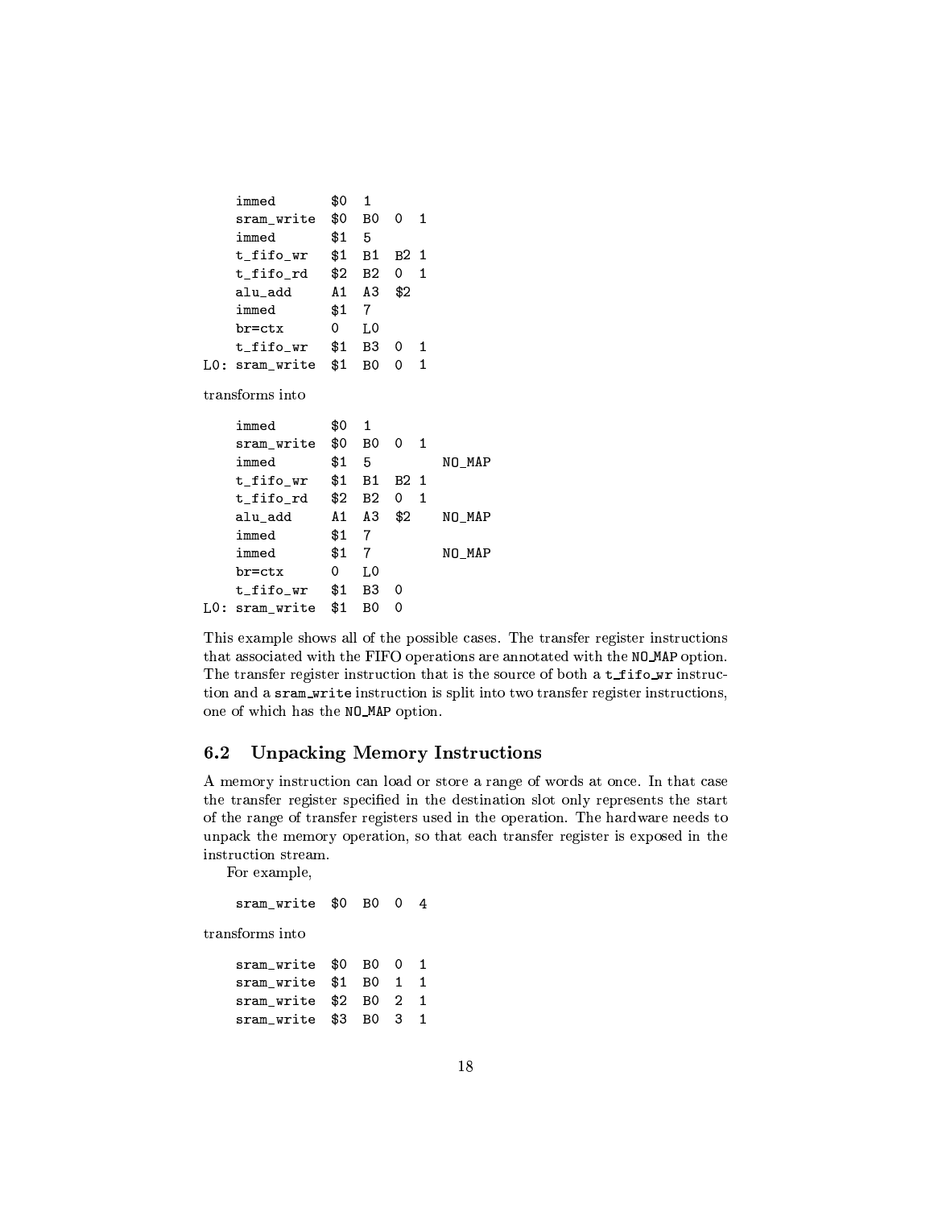```
    immed       $0  1
    sram_write  $0  B0  0  1
    immed       $1  5
    t_fifo_wr   $1  B1  B2 1
    t_fifo_rd   $2  B2  0  1
    alu_add     A1  A3  $2
    immed       $1  7
    br=ctx      0   L0
    t_fifo_wr   $1  B3  0  1
L0: sram_write  $1  B0  0  1
```

transforms into

```
    immed       $0  1
    sram_write  $0  B0  0  1
    immed       $1  5          NO_MAP
    t_fifo_wr   $1  B1  B2 1
    t_fifo_rd   $2  B2  0  1
    alu_add     A1  A3  $2     NO_MAP
    immed       $1  7
    immed       $1  7          NO_MAP
    br=ctx      0   L0
    t_fifo_wr   $1  B3  0
L0: sram_write  $1  B0  0
```

This example shows all of the possible cases. The transfer register instructions that associated with the FIFO operations are annotated with the NO_MAP option. The transfer register instruction that is the source of both a t_fifo_wr instruction and a sram_write instruction is split into two transfer register instructions, one of which has the NO_MAP option.

## 6.2 Unpacking Memory Instructions

A memory instruction can load or store a range of words at once. In that case the transfer register specified in the destination slot only represents the start of the range of transfer registers used in the operation. The hardware needs to unpack the memory operation, so that each transfer register is exposed in the instruction stream.

For example,

```
    sram_write  $0  B0  0  4
```

transforms into

```
    sram_write  $0  B0  0  1
    sram_write  $1  B0  1  1
    sram_write  $2  B0  2  1
    sram_write  $3  B0  3  1
```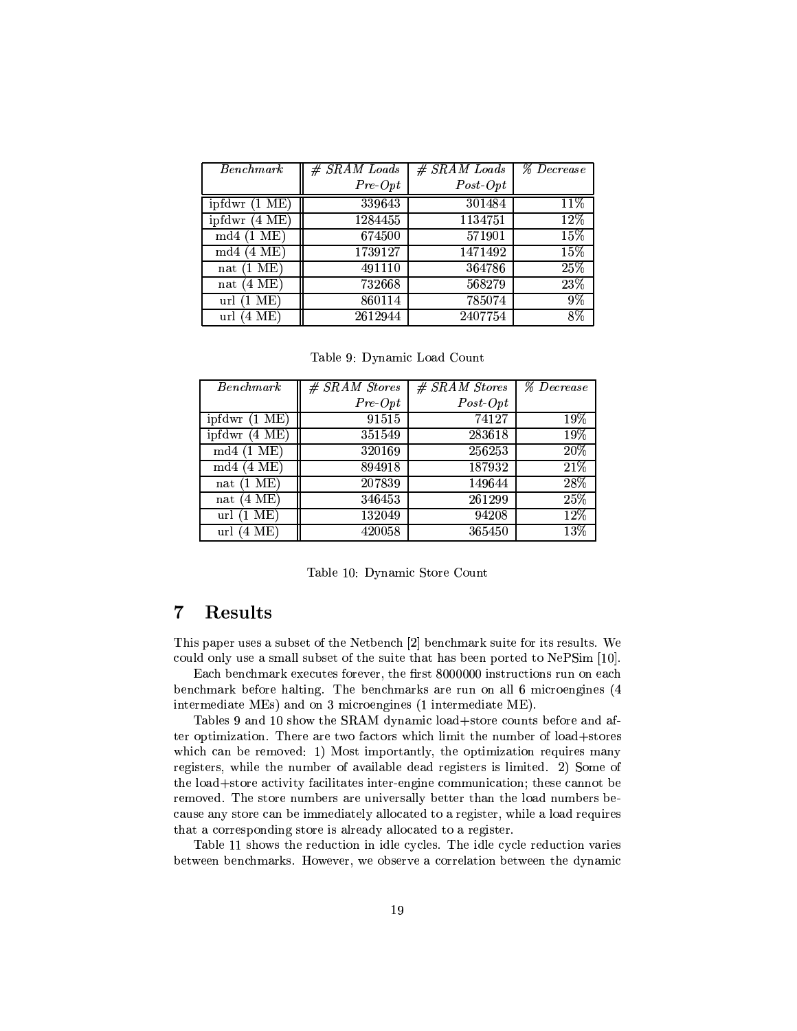| *Benchmark* | *# SRAM Loads Pre-Opt* | *# SRAM Loads Post-Opt* | *% Decrease* |
|---|---|---|---|
| ipfdwr (1 ME) | 339643 | 301484 | 11% |
| ipfdwr (4 ME) | 1284455 | 1134751 | 12% |
| md4 (1 ME) | 674500 | 571901 | 15% |
| md4 (4 ME) | 1739127 | 1471492 | 15% |
| nat (1 ME) | 491110 | 364786 | 25% |
| nat (4 ME) | 732668 | 568279 | 23% |
| url (1 ME) | 860114 | 785074 | 9% |
| url (4 ME) | 2612944 | 2407754 | 8% |

Table 9: Dynamic Load Count

| *Benchmark* | *# SRAM Stores Pre-Opt* | *# SRAM Stores Post-Opt* | *% Decrease* |
|---|---|---|---|
| ipfdwr (1 ME) | 91515 | 74127 | 19% |
| ipfdwr (4 ME) | 351549 | 283618 | 19% |
| md4 (1 ME) | 320169 | 256253 | 20% |
| md4 (4 ME) | 894918 | 187932 | 21% |
| nat (1 ME) | 207839 | 149644 | 28% |
| nat (4 ME) | 346453 | 261299 | 25% |
| url (1 ME) | 132049 | 94208 | 12% |
| url (4 ME) | 420058 | 365450 | 13% |

Table 10: Dynamic Store Count

# 7 Results

This paper uses a subset of the Netbench [2] benchmark suite for its results. We could only use a small subset of the suite that has been ported to NePSim [10].

Each benchmark executes forever, the first 8000000 instructions run on each benchmark before halting. The benchmarks are run on all 6 microengines (4 intermediate MEs) and on 3 microengines (1 intermediate ME).

Tables 9 and 10 show the SRAM dynamic load+store counts before and after optimization. There are two factors which limit the number of load+stores which can be removed: 1) Most importantly, the optimization requires many registers, while the number of available dead registers is limited. 2) Some of the load+store activity facilitates inter-engine communication; these cannot be removed. The store numbers are universally better than the load numbers because any store can be immediately allocated to a register, while a load requires that a corresponding store is already allocated to a register.

Table 11 shows the reduction in idle cycles. The idle cycle reduction varies between benchmarks. However, we observe a correlation between the dynamic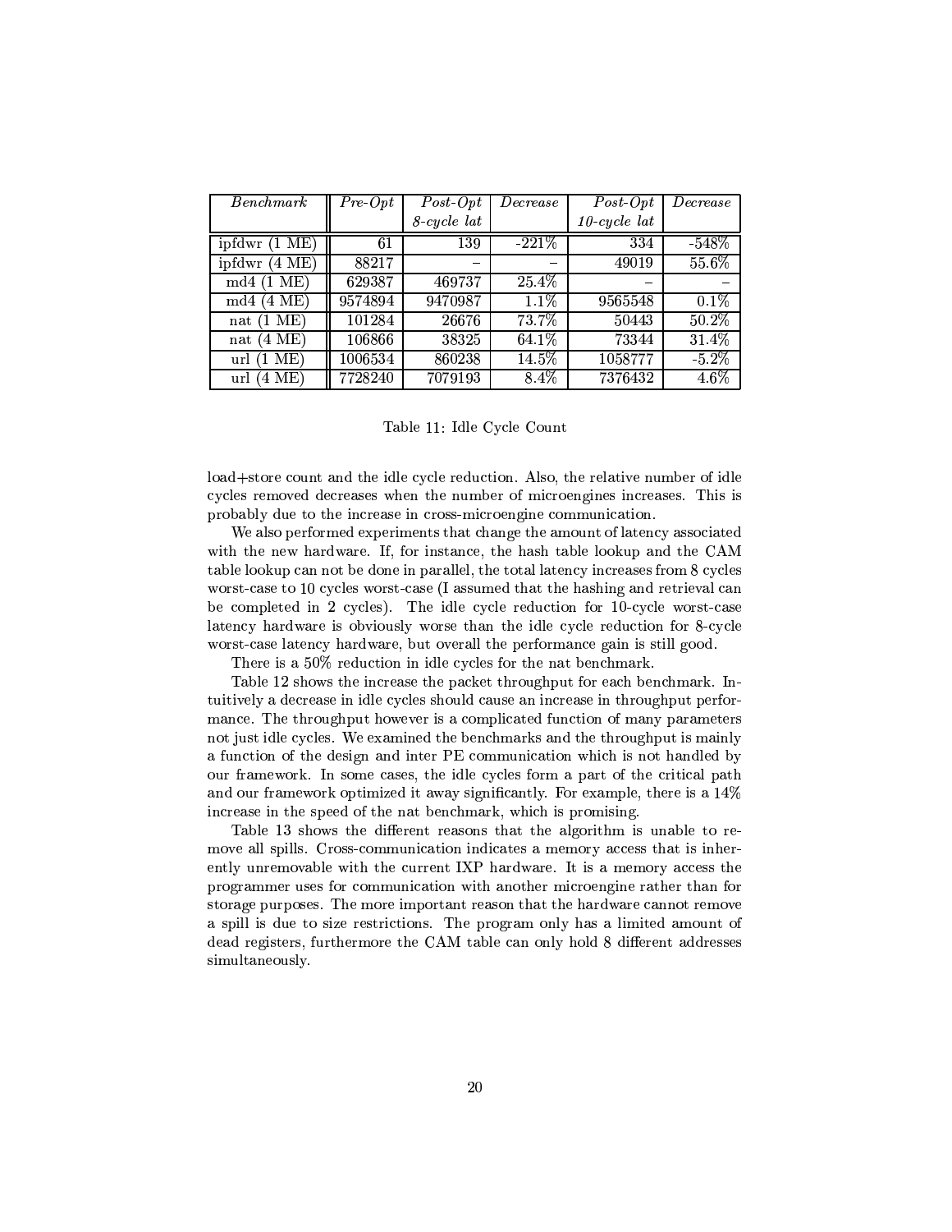| *Benchmark* | *Pre-Opt* | *Post-Opt 8-cycle lat* | *Decrease* | *Post-Opt 10-cycle lat* | *Decrease* |
|---|---|---|---|---|---|
| ipfdwr (1 ME) | 61 | 139 | -221% | 334 | -548% |
| ipfdwr (4 ME) | 88217 | – | – | 49019 | 55.6% |
| md4 (1 ME) | 629387 | 469737 | 25.4% | – | – |
| md4 (4 ME) | 9574894 | 9470987 | 1.1% | 9565548 | 0.1% |
| nat (1 ME) | 101284 | 26676 | 73.7% | 50443 | 50.2% |
| nat (4 ME) | 106866 | 38325 | 64.1% | 73344 | 31.4% |
| url (1 ME) | 1006534 | 860238 | 14.5% | 1058777 | -5.2% |
| url (4 ME) | 7728240 | 7079193 | 8.4% | 7376432 | 4.6% |

Table 11: Idle Cycle Count

load+store count and the idle cycle reduction. Also, the relative number of idle cycles removed decreases when the number of microengines increases. This is probably due to the increase in cross-microengine communication.

We also performed experiments that change the amount of latency associated with the new hardware. If, for instance, the hash table lookup and the CAM table lookup can not be done in parallel, the total latency increases from 8 cycles worst-case to 10 cycles worst-case (I assumed that the hashing and retrieval can be completed in 2 cycles). The idle cycle reduction for 10-cycle worst-case latency hardware is obviously worse than the idle cycle reduction for 8-cycle worst-case latency hardware, but overall the performance gain is still good.

There is a 50% reduction in idle cycles for the nat benchmark.

Table 12 shows the increase the packet throughput for each benchmark. Intuitively a decrease in idle cycles should cause an increase in throughput performance. The throughput however is a complicated function of many parameters not just idle cycles. We examined the benchmarks and the throughput is mainly a function of the design and inter PE communication which is not handled by our framework. In some cases, the idle cycles form a part of the critical path and our framework optimized it away significantly. For example, there is a 14% increase in the speed of the nat benchmark, which is promising.

Table 13 shows the different reasons that the algorithm is unable to remove all spills. Cross-communication indicates a memory access that is inherently unremovable with the current IXP hardware. It is a memory access the programmer uses for communication with another microengine rather than for storage purposes. The more important reason that the hardware cannot remove a spill is due to size restrictions. The program only has a limited amount of dead registers, furthermore the CAM table can only hold 8 different addresses simultaneously.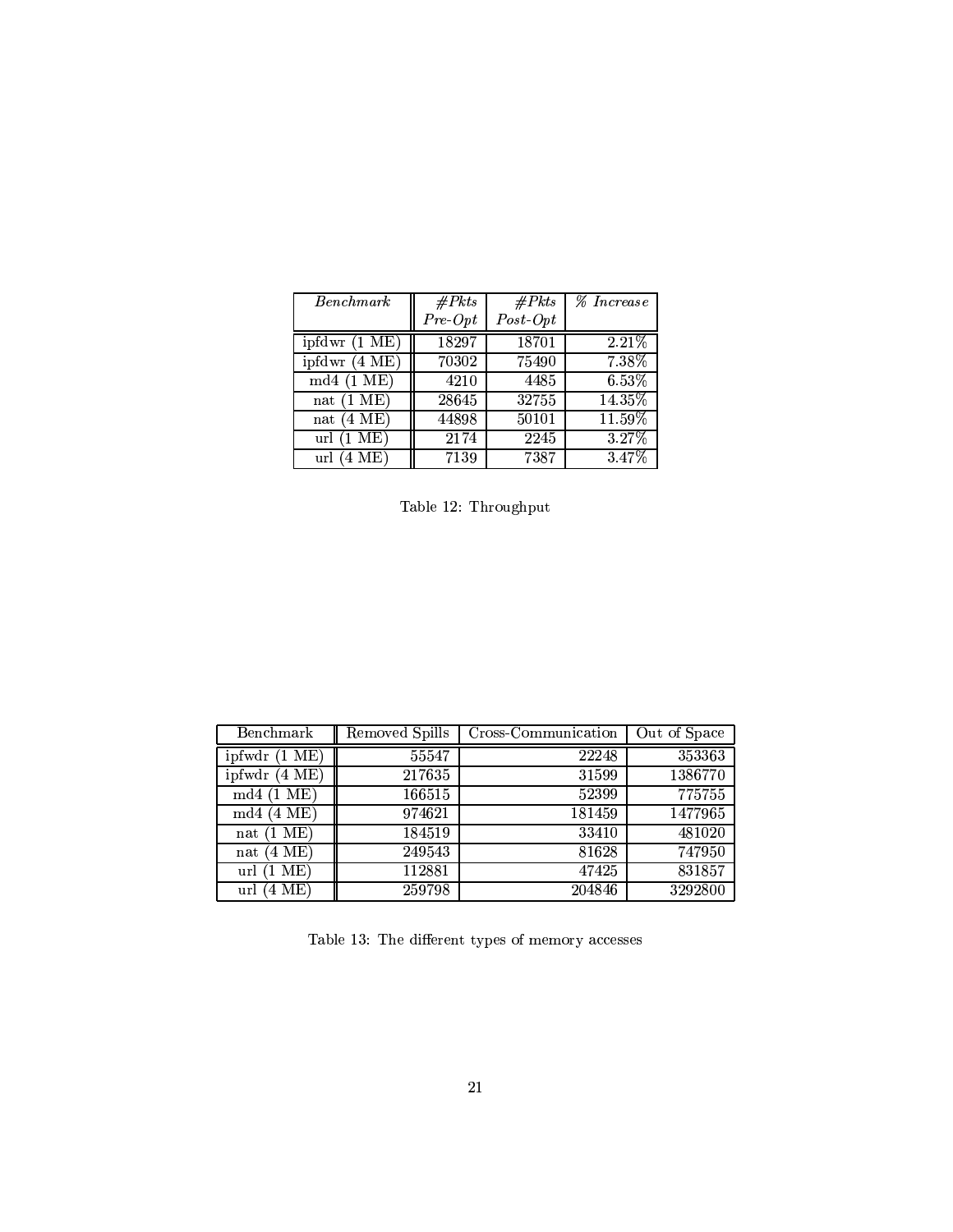| *Benchmark* | *#Pkts Pre-Opt* | *#Pkts Post-Opt* | *% Increase* |
|---|---|---|---|
| ipfdwr (1 ME) | 18297 | 18701 | 2.21% |
| ipfdwr (4 ME) | 70302 | 75490 | 7.38% |
| md4 (1 ME) | 4210 | 4485 | 6.53% |
| nat (1 ME) | 28645 | 32755 | 14.35% |
| nat (4 ME) | 44898 | 50101 | 11.59% |
| url (1 ME) | 2174 | 2245 | 3.27% |
| url (4 ME) | 7139 | 7387 | 3.47% |

Table 12: Throughput

| Benchmark | Removed Spills | Cross-Communication | Out of Space |
|---|---|---|---|
| ipfwdr (1 ME) | 55547 | 22248 | 353363 |
| ipfwdr (4 ME) | 217635 | 31599 | 1386770 |
| md4 (1 ME) | 166515 | 52399 | 775755 |
| md4 (4 ME) | 974621 | 181459 | 1477965 |
| nat (1 ME) | 184519 | 33410 | 481020 |
| nat (4 ME) | 249543 | 81628 | 747950 |
| url (1 ME) | 112881 | 47425 | 831857 |
| url (4 ME) | 259798 | 204846 | 3292800 |

Table 13: The different types of memory accesses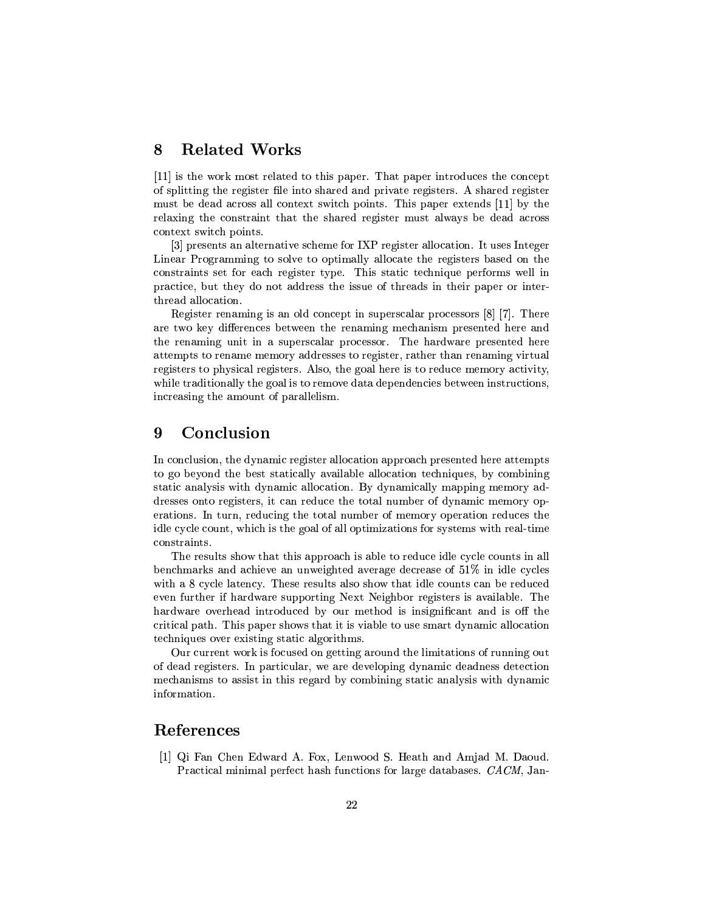## 8 Related Works

[11] is the work most related to this paper. That paper introduces the concept of splitting the register file into shared and private registers. A shared register must be dead across all context switch points. This paper extends [11] by the relaxing the constraint that the shared register must always be dead across context switch points.

[3] presents an alternative scheme for IXP register allocation. It uses Integer Linear Programming to solve to optimally allocate the registers based on the constraints set for each register type. This static technique performs well in practice, but they do not address the issue of threads in their paper or inter-thread allocation.

Register renaming is an old concept in superscalar processors [8] [7]. There are two key differences between the renaming mechanism presented here and the renaming unit in a superscalar processor. The hardware presented here attempts to rename memory addresses to register, rather than renaming virtual registers to physical registers. Also, the goal here is to reduce memory activity, while traditionally the goal is to remove data dependencies between instructions, increasing the amount of parallelism.

## 9 Conclusion

In conclusion, the dynamic register allocation approach presented here attempts to go beyond the best statically available allocation techniques, by combining static analysis with dynamic allocation. By dynamically mapping memory addresses onto registers, it can reduce the total number of dynamic memory operations. In turn, reducing the total number of memory operation reduces the idle cycle count, which is the goal of all optimizations for systems with real-time constraints.

The results show that this approach is able to reduce idle cycle counts in all benchmarks and achieve an unweighted average decrease of 51% in idle cycles with a 8 cycle latency. These results also show that idle counts can be reduced even further if hardware supporting Next Neighbor registers is available. The hardware overhead introduced by our method is insignificant and is off the critical path. This paper shows that it is viable to use smart dynamic allocation techniques over existing static algorithms.

Our current work is focused on getting around the limitations of running out of dead registers. In particular, we are developing dynamic deadness detection mechanisms to assist in this regard by combining static analysis with dynamic information.

## References

[1] Qi Fan Chen Edward A. Fox, Lenwood S. Heath and Amjad M. Daoud. Practical minimal perfect hash functions for large databases. *CACM*, Jan-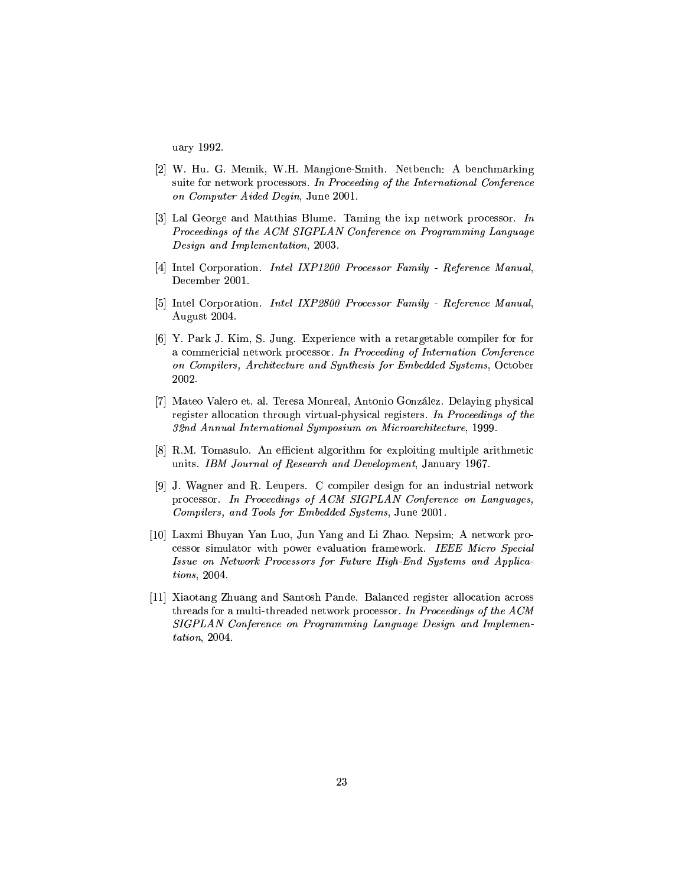uary 1992.

[2] W. Hu. G. Memik, W.H. Mangione-Smith. Netbench: A benchmarking suite for network processors. *In Proceeding of the International Conference on Computer Aided Degin*, June 2001.

[3] Lal George and Matthias Blume. Taming the ixp network processor. *In Proceedings of the ACM SIGPLAN Conference on Programming Language Design and Implementation*, 2003.

[4] Intel Corporation. *Intel IXP1200 Processor Family - Reference Manual*, December 2001.

[5] Intel Corporation. *Intel IXP2800 Processor Family - Reference Manual*, August 2004.

[6] Y. Park J. Kim, S. Jung. Experience with a retargetable compiler for for a commericial network processor. *In Proceeding of Internation Conference on Compilers, Architecture and Synthesis for Embedded Systems*, October 2002.

[7] Mateo Valero et. al. Teresa Monreal, Antonio González. Delaying physical register allocation through virtual-physical registers. *In Proceedings of the 32nd Annual International Symposium on Microarchitecture*, 1999.

[8] R.M. Tomasulo. An efficient algorithm for exploiting multiple arithmetic units. *IBM Journal of Research and Development*, January 1967.

[9] J. Wagner and R. Leupers. C compiler design for an industrial network processor. *In Proceedings of ACM SIGPLAN Conference on Languages, Compilers, and Tools for Embedded Systems*, June 2001.

[10] Laxmi Bhuyan Yan Luo, Jun Yang and Li Zhao. Nepsim: A network processor simulator with power evaluation framework. *IEEE Micro Special Issue on Network Processors for Future High-End Systems and Applications*, 2004.

[11] Xiaotang Zhuang and Santosh Pande. Balanced register allocation across threads for a multi-threaded network processor. *In Proceedings of the ACM SIGPLAN Conference on Programming Language Design and Implementation*, 2004.